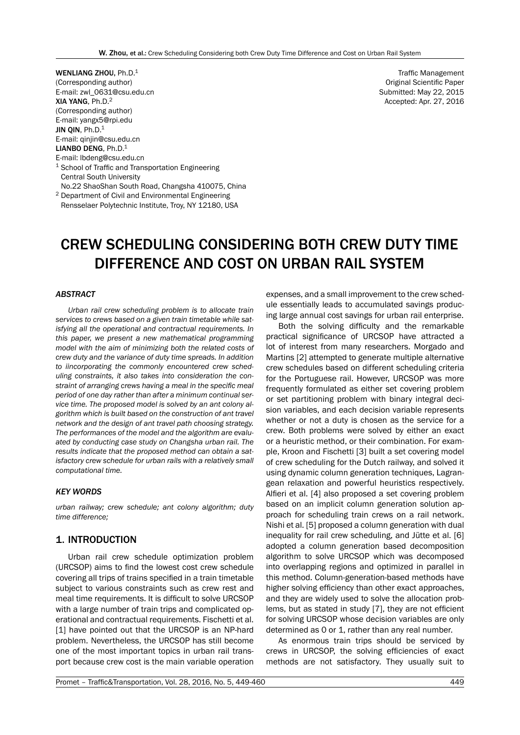WENLIANG ZHOU, Ph.D.[1]
(Corresponding author)
E-mail: zwl_0631@csu.edu.cn
XIA YANG, Ph.D.[2]
(Corresponding author)
E-mail: yangx5@rpi.edu
JIN QIN, Ph.D.[1]
E-mail: qinjin@csu.edu.cn
LIANBO DENG, Ph.D.[1]
E-mail: lbdeng@csu.edu.cn
[1] School of Traffic and Transportation Engineering
Central South University
No.22 ShaoShan South Road, Changsha 410075, China
[2] Department of Civil and Environmental Engineering
Rensselaer Polytechnic Institute, Troy, NY 12180, USA

Traffic Management
Original Scientific Paper
Submitted: May 22, 2015
Accepted: Apr. 27, 2016

# CREW SCHEDULING CONSIDERING BOTH CREW DUTY TIME DIFFERENCE AND COST ON URBAN RAIL SYSTEM

### *ABSTRACT*

*Urban rail crew scheduling problem is to allocate train services to crews based on a given train timetable while satisfying all the operational and contractual requirements. In this paper, we present a new mathematical programming model with the aim of minimizing both the related costs of crew duty and the variance of duty time spreads. In addition to iincorporating the commonly encountered crew scheduling constraints, it also takes into consideration the constraint of arranging crews having a meal in the specific meal period of one day rather than after a minimum continual service time. The proposed model is solved by an ant colony algorithm which is built based on the construction of ant travel network and the design of ant travel path choosing strategy. The performances of the model and the algorithm are evaluated by conducting case study on Changsha urban rail. The results indicate that the proposed method can obtain a satisfactory crew schedule for urban rails with a relatively small computational time.*

### *KEY WORDS*

*urban railway; crew schedule; ant colony algorithm; duty time difference;*

## 1. INTRODUCTION

Urban rail crew schedule optimization problem (URCSOP) aims to find the lowest cost crew schedule covering all trips of trains specified in a train timetable subject to various constraints such as crew rest and meal time requirements. It is difficult to solve URCSOP with a large number of train trips and complicated operational and contractual requirements. Fischetti et al. [1] have pointed out that the URCSOP is an NP-hard problem. Nevertheless, the URCSOP has still become one of the most important topics in urban rail transport because crew cost is the main variable operation expenses, and a small improvement to the crew schedule essentially leads to accumulated savings producing large annual cost savings for urban rail enterprise.

Both the solving difficulty and the remarkable practical significance of URCSOP have attracted a lot of interest from many researchers. Morgado and Martins [2] attempted to generate multiple alternative crew schedules based on different scheduling criteria for the Portuguese rail. However, URCSOP was more frequently formulated as either set covering problem or set partitioning problem with binary integral decision variables, and each decision variable represents whether or not a duty is chosen as the service for a crew. Both problems were solved by either an exact or a heuristic method, or their combination. For example, Kroon and Fischetti [3] built a set covering model of crew scheduling for the Dutch railway, and solved it using dynamic column generation techniques, Lagrangean relaxation and powerful heuristics respectively. Alfieri et al. [4] also proposed a set covering problem based on an implicit column generation solution approach for scheduling train crews on a rail network. Nishi et al. [5] proposed a column generation with dual inequality for rail crew scheduling, and Jütte et al. [6] adopted a column generation based decomposition algorithm to solve URCSOP which was decomposed into overlapping regions and optimized in parallel in this method. Column-generation-based methods have higher solving efficiency than other exact approaches, and they are widely used to solve the allocation problems, but as stated in study [7], they are not efficient for solving URCSOP whose decision variables are only determined as 0 or 1, rather than any real number.

As enormous train trips should be serviced by crews in URCSOP, the solving efficiencies of exact methods are not satisfactory. They usually suit to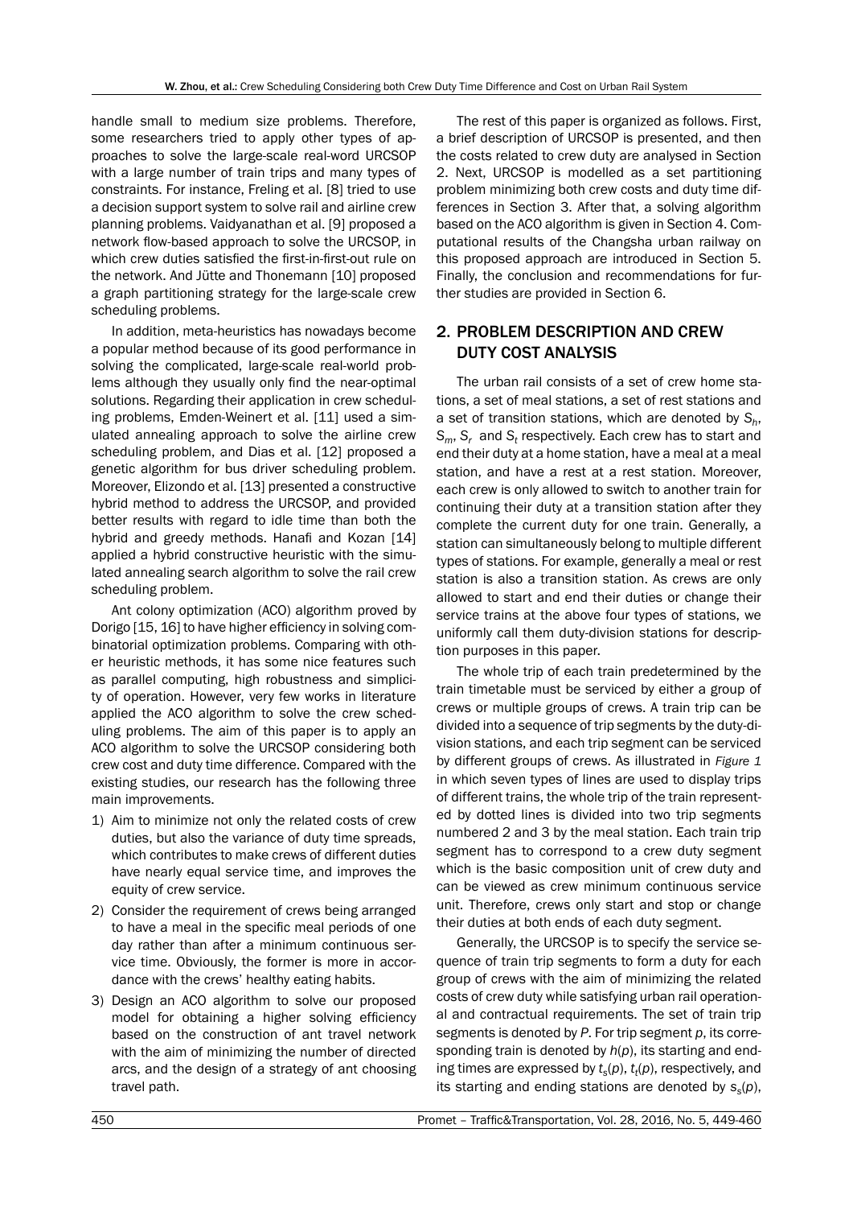handle small to medium size problems. Therefore, some researchers tried to apply other types of approaches to solve the large-scale real-word URCSOP with a large number of train trips and many types of constraints. For instance, Freling et al. [8] tried to use a decision support system to solve rail and airline crew planning problems. Vaidyanathan et al. [9] proposed a network flow-based approach to solve the URCSOP, in which crew duties satisfied the first-in-first-out rule on the network. And Jütte and Thonemann [10] proposed a graph partitioning strategy for the large-scale crew scheduling problems.

In addition, meta-heuristics has nowadays become a popular method because of its good performance in solving the complicated, large-scale real-world problems although they usually only find the near-optimal solutions. Regarding their application in crew scheduling problems, Emden-Weinert et al. [11] used a simulated annealing approach to solve the airline crew scheduling problem, and Dias et al. [12] proposed a genetic algorithm for bus driver scheduling problem. Moreover, Elizondo et al. [13] presented a constructive hybrid method to address the URCSOP, and provided better results with regard to idle time than both the hybrid and greedy methods. Hanafi and Kozan [14] applied a hybrid constructive heuristic with the simulated annealing search algorithm to solve the rail crew scheduling problem.

Ant colony optimization (ACO) algorithm proved by Dorigo [15, 16] to have higher efficiency in solving combinatorial optimization problems. Comparing with other heuristic methods, it has some nice features such as parallel computing, high robustness and simplicity of operation. However, very few works in literature applied the ACO algorithm to solve the crew scheduling problems. The aim of this paper is to apply an ACO algorithm to solve the URCSOP considering both crew cost and duty time difference. Compared with the existing studies, our research has the following three main improvements.

1) Aim to minimize not only the related costs of crew duties, but also the variance of duty time spreads, which contributes to make crews of different duties have nearly equal service time, and improves the equity of crew service.
2) Consider the requirement of crews being arranged to have a meal in the specific meal periods of one day rather than after a minimum continuous service time. Obviously, the former is more in accordance with the crews' healthy eating habits.
3) Design an ACO algorithm to solve our proposed model for obtaining a higher solving efficiency based on the construction of ant travel network with the aim of minimizing the number of directed arcs, and the design of a strategy of ant choosing travel path.

The rest of this paper is organized as follows. First, a brief description of URCSOP is presented, and then the costs related to crew duty are analysed in Section 2. Next, URCSOP is modelled as a set partitioning problem minimizing both crew costs and duty time differences in Section 3. After that, a solving algorithm based on the ACO algorithm is given in Section 4. Computational results of the Changsha urban railway on this proposed approach are introduced in Section 5. Finally, the conclusion and recommendations for further studies are provided in Section 6.

## 2. PROBLEM DESCRIPTION AND CREW DUTY COST ANALYSIS

The urban rail consists of a set of crew home stations, a set of meal stations, a set of rest stations and a set of transition stations, which are denoted by $S_h$, $S_m$, $S_r$ and $S_t$ respectively. Each crew has to start and end their duty at a home station, have a meal at a meal station, and have a rest at a rest station. Moreover, each crew is only allowed to switch to another train for continuing their duty at a transition station after they complete the current duty for one train. Generally, a station can simultaneously belong to multiple different types of stations. For example, generally a meal or rest station is also a transition station. As crews are only allowed to start and end their duties or change their service trains at the above four types of stations, we uniformly call them duty-division stations for description purposes in this paper.

The whole trip of each train predetermined by the train timetable must be serviced by either a group of crews or multiple groups of crews. A train trip can be divided into a sequence of trip segments by the duty-division stations, and each trip segment can be serviced by different groups of crews. As illustrated in *Figure 1* in which seven types of lines are used to display trips of different trains, the whole trip of the train represented by dotted lines is divided into two trip segments numbered 2 and 3 by the meal station. Each train trip segment has to correspond to a crew duty segment which is the basic composition unit of crew duty and can be viewed as crew minimum continuous service unit. Therefore, crews only start and stop or change their duties at both ends of each duty segment.

Generally, the URCSOP is to specify the service sequence of train trip segments to form a duty for each group of crews with the aim of minimizing the related costs of crew duty while satisfying urban rail operational and contractual requirements. The set of train trip segments is denoted by $P$. For trip segment $p$, its corresponding train is denoted by $h(p)$, its starting and ending times are expressed by $t_s(p)$, $t_t(p)$, respectively, and its starting and ending stations are denoted by $s_s(p)$,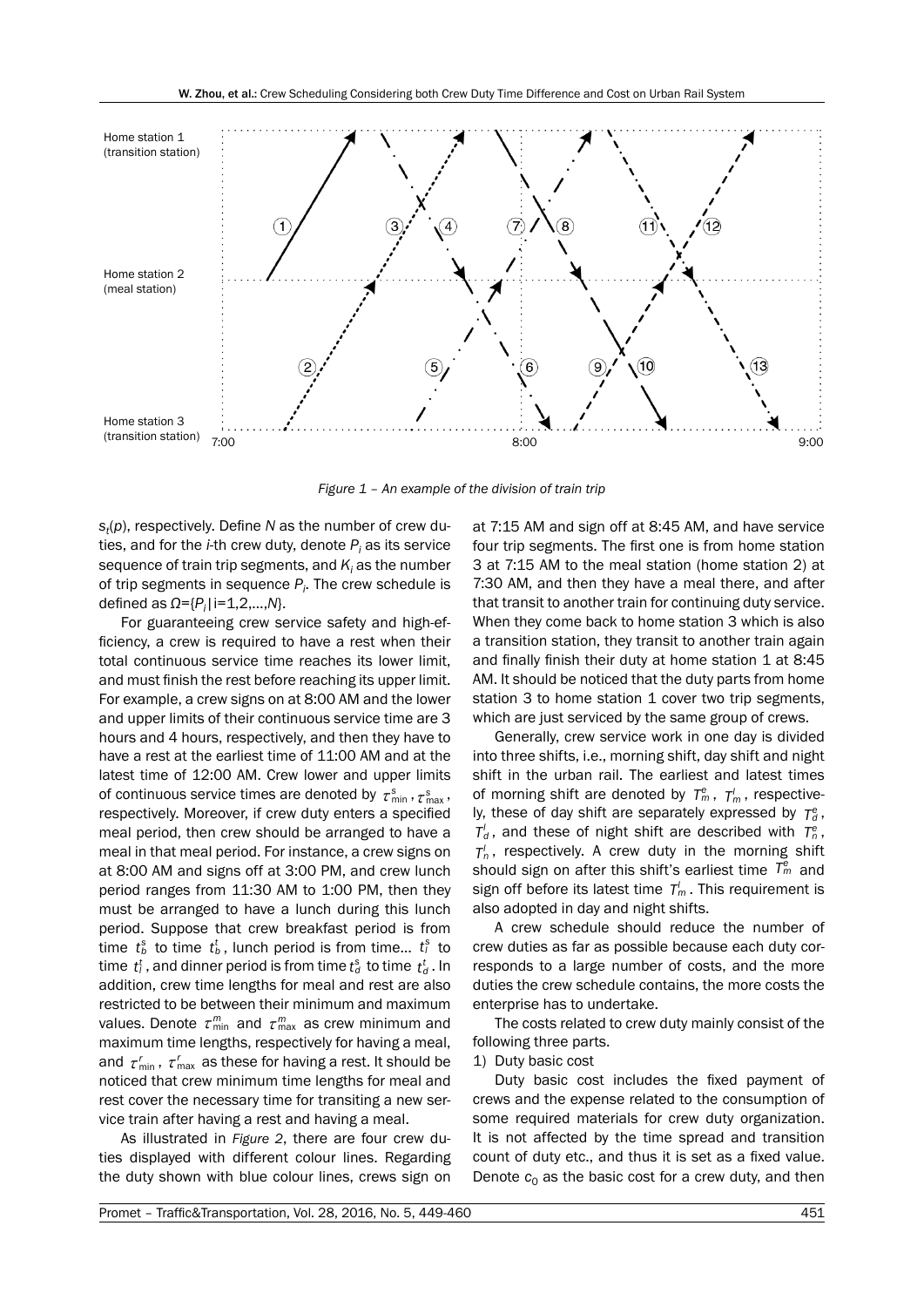*Figure 1 – An example of the division of train trip*

$s_t(p)$, respectively. Define $N$ as the number of crew duties, and for the $i$-th crew duty, denote $P_i$ as its service sequence of train trip segments, and $K_i$ as the number of trip segments in sequence $P_i$. The crew schedule is defined as $\Omega=\{P_i|i=1,2,...,N\}$.

For guaranteeing crew service safety and high-efficiency, a crew is required to have a rest when their total continuous service time reaches its lower limit, and must finish the rest before reaching its upper limit. For example, a crew signs on at 8:00 AM and the lower and upper limits of their continuous service time are 3 hours and 4 hours, respectively, and then they have to have a rest at the earliest time of 11:00 AM and at the latest time of 12:00 AM. Crew lower and upper limits of continuous service times are denoted by $\tau^s_{\min}$, $\tau^s_{\max}$, respectively. Moreover, if crew duty enters a specified meal period, then crew should be arranged to have a meal in that meal period. For instance, a crew signs on at 8:00 AM and signs off at 3:00 PM, and crew lunch period ranges from 11:30 AM to 1:00 PM, then they must be arranged to have a lunch during this lunch period. Suppose that crew breakfast period is from time $t^s_b$ to time $t^t_b$, lunch period is from time... $t^s_l$ to time $t^t_l$, and dinner period is from time $t^s_d$ to time $t^t_d$. In addition, crew time lengths for meal and rest are also restricted to be between their minimum and maximum values. Denote $\tau^m_{\min}$ and $\tau^m_{\max}$ as crew minimum and maximum time lengths, respectively for having a meal, and $\tau^r_{\min}$, $\tau^r_{\max}$ as these for having a rest. It should be noticed that crew minimum time lengths for meal and rest cover the necessary time for transiting a new service train after having a rest and having a meal.

As illustrated in *Figure 2*, there are four crew duties displayed with different colour lines. Regarding the duty shown with blue colour lines, crews sign on at 7:15 AM and sign off at 8:45 AM, and have service four trip segments. The first one is from home station 3 at 7:15 AM to the meal station (home station 2) at 7:30 AM, and then they have a meal there, and after that transit to another train for continuing duty service. When they come back to home station 3 which is also a transition station, they transit to another train again and finally finish their duty at home station 1 at 8:45 AM. It should be noticed that the duty parts from home station 3 to home station 1 cover two trip segments, which are just serviced by the same group of crews.

Generally, crew service work in one day is divided into three shifts, i.e., morning shift, day shift and night shift in the urban rail. The earliest and latest times of morning shift are denoted by $T^e_m$, $T^l_m$, respectively, these of day shift are separately expressed by $T^e_d$, $T^l_d$, and these of night shift are described with $T^e_n$, $T^l_n$, respectively. A crew duty in the morning shift should sign on after this shift's earliest time $T^e_m$ and sign off before its latest time $T^l_m$. This requirement is also adopted in day and night shifts.

A crew schedule should reduce the number of crew duties as far as possible because each duty corresponds to a large number of costs, and the more duties the crew schedule contains, the more costs the enterprise has to undertake.

The costs related to crew duty mainly consist of the following three parts.

1) Duty basic cost

Duty basic cost includes the fixed payment of crews and the expense related to the consumption of some required materials for crew duty organization. It is not affected by the time spread and transition count of duty etc., and thus it is set as a fixed value. Denote $c_0$ as the basic cost for a crew duty, and then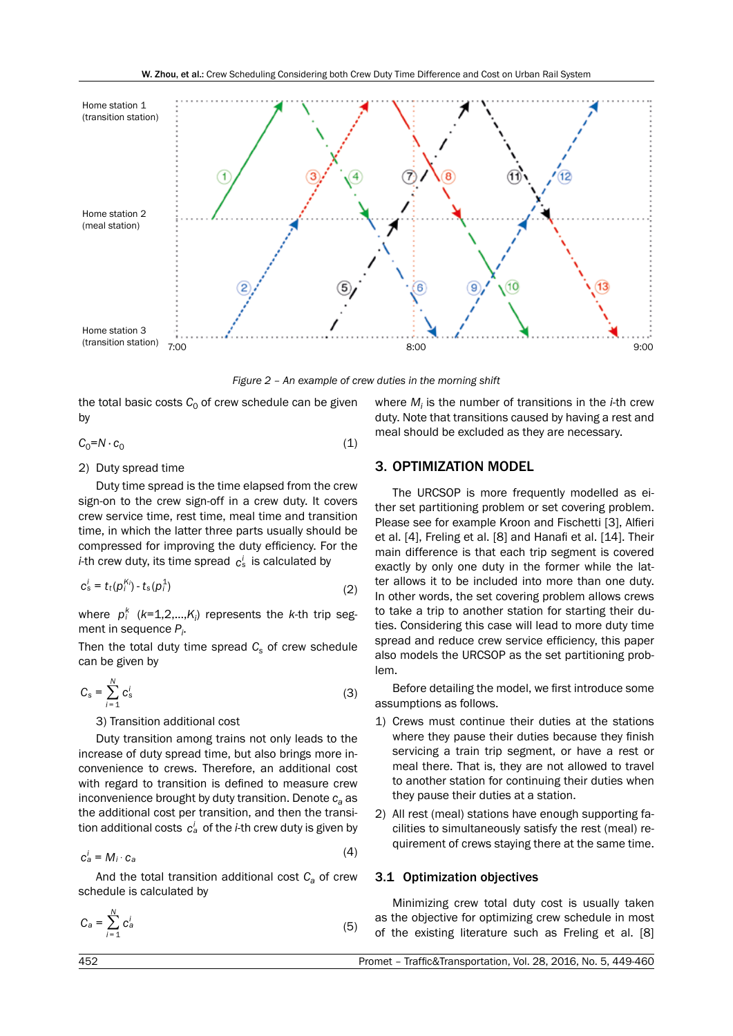Home station 1 (transition station)

Home station 2 (meal station)

Home station 3 (transition station)

7:00 8:00 9:00

*Figure 2 – An example of crew duties in the morning shift*

the total basic costs $C_0$ of crew schedule can be given by

$$C_0 = N \cdot c_0 \tag{1}$$

2) Duty spread time

Duty time spread is the time elapsed from the crew sign-on to the crew sign-off in a crew duty. It covers crew service time, rest time, meal time and transition time, in which the latter three parts usually should be compressed for improving the duty efficiency. For the $i$-th crew duty, its time spread $c_s^i$ is calculated by

$$c_s^i = t_t(p_i^{K_i}) - t_s(p_i^1) \tag{2}$$

where $p_i^k$ ($k$=1,2,...,$K_i$) represents the $k$-th trip segment in sequence $P_i$.

Then the total duty time spread $C_s$ of crew schedule can be given by

$$C_s = \sum_{i=1}^{N} c_s^i \tag{3}$$

3) Transition additional cost

Duty transition among trains not only leads to the increase of duty spread time, but also brings more inconvenience to crews. Therefore, an additional cost with regard to transition is defined to measure crew inconvenience brought by duty transition. Denote $c_a$ as the additional cost per transition, and then the transition additional costs $c_a^i$ of the $i$-th crew duty is given by

$$c_a^i = M_i \cdot c_a \tag{4}$$

And the total transition additional cost $C_a$ of crew schedule is calculated by

$$C_a = \sum_{i=1}^{N} c_a^i \tag{5}$$

where $M_i$ is the number of transitions in the $i$-th crew duty. Note that transitions caused by having a rest and meal should be excluded as they are necessary.

## 3. OPTIMIZATION MODEL

The URCSOP is more frequently modelled as either set partitioning problem or set covering problem. Please see for example Kroon and Fischetti [3], Alfieri et al. [4], Freling et al. [8] and Hanafi et al. [14]. Their main difference is that each trip segment is covered exactly by only one duty in the former while the latter allows it to be included into more than one duty. In other words, the set covering problem allows crews to take a trip to another station for starting their duties. Considering this case will lead to more duty time spread and reduce crew service efficiency, this paper also models the URCSOP as the set partitioning problem.

Before detailing the model, we first introduce some assumptions as follows.

1) Crews must continue their duties at the stations where they pause their duties because they finish servicing a train trip segment, or have a rest or meal there. That is, they are not allowed to travel to another station for continuing their duties when they pause their duties at a station.
2) All rest (meal) stations have enough supporting facilities to simultaneously satisfy the rest (meal) requirement of crews staying there at the same time.

### 3.1 Optimization objectives

Minimizing crew total duty cost is usually taken as the objective for optimizing crew schedule in most of the existing literature such as Freling et al. [8]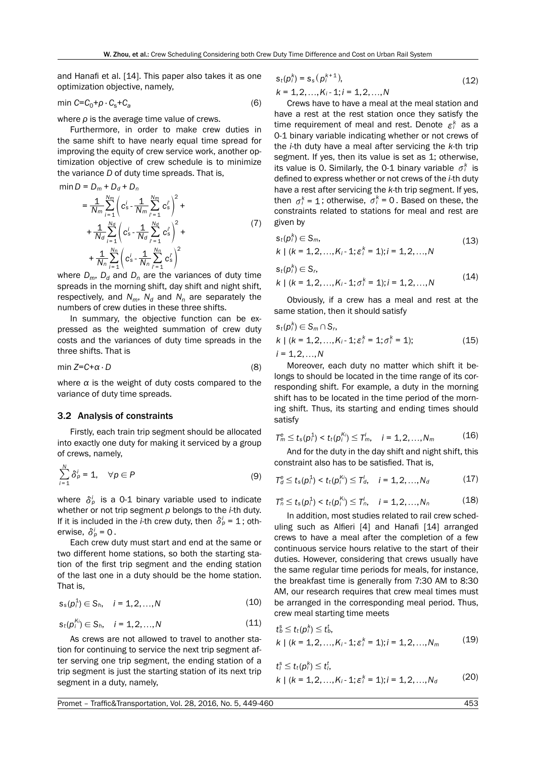and Hanafi et al. [14]. This paper also takes it as one optimization objective, namely,

$$\min C = C_0 + \rho \cdot C_s + C_a \tag{6}$$

where $\rho$ is the average time value of crews.

Furthermore, in order to make crew duties in the same shift to have nearly equal time spread for improving the equity of crew service work, another optimization objective of crew schedule is to minimize the variance $D$ of duty time spreads. That is,

$$\begin{aligned}\min D &= D_m + D_d + D_n \\ &= \frac{1}{N_m}\sum_{i=1}^{N_m}\left(c_s^i - \frac{1}{N_m}\sum_{i'=1}^{N_m} c_s^{i'}\right)^2 + \\ &+ \frac{1}{N_d}\sum_{i=1}^{N_d}\left(c_s^i - \frac{1}{N_d}\sum_{i'=1}^{N_d} c_s^{i'}\right)^2 + \\ &+ \frac{1}{N_n}\sum_{i=1}^{N_n}\left(c_s^i - \frac{1}{N_n}\sum_{i'=1}^{N_n} c_s^{i'}\right)^2\end{aligned} \tag{7}$$

where $D_m$, $D_d$ and $D_n$ are the variances of duty time spreads in the morning shift, day shift and night shift, respectively, and $N_m$, $N_d$ and $N_n$ are separately the numbers of crew duties in these three shifts.

In summary, the objective function can be expressed as the weighted summation of crew duty costs and the variances of duty time spreads in the three shifts. That is

$$\min Z = C + \alpha \cdot D \tag{8}$$

where $\alpha$ is the weight of duty costs compared to the variance of duty time spreads.

### 3.2 Analysis of constraints

Firstly, each train trip segment should be allocated into exactly one duty for making it serviced by a group of crews, namely,

$$\sum_{i=1}^{N} \delta_p^i = 1, \quad \forall p \in P \tag{9}$$

where $\delta_p^i$ is a 0-1 binary variable used to indicate whether or not trip segment $p$ belongs to the $i$-th duty. If it is included in the $i$-th crew duty, then $\delta_p^i = 1$; otherwise, $\delta_p^i = 0$.

Each crew duty must start and end at the same or two different home stations, so both the starting station of the first trip segment and the ending station of the last one in a duty should be the home station. That is,

$$s_s(p_i^1) \in S_h, \quad i = 1, 2, \ldots, N \tag{10}$$

$$s_t(p_i^{K_i}) \in S_h, \quad i = 1, 2, \ldots, N \tag{11}$$

As crews are not allowed to travel to another station for continuing to service the next trip segment after serving one trip segment, the ending station of a trip segment is just the starting station of its next trip segment in a duty, namely,

$$s_t(p_i^k) = s_s(p_i^{k+1}), \quad k = 1, 2, \ldots, K_i - 1; i = 1, 2, \ldots, N \tag{12}$$

Crews have to have a meal at the meal station and have a rest at the rest station once they satisfy the time requirement of meal and rest. Denote $\varepsilon_i^k$ as a 0-1 binary variable indicating whether or not crews of the $i$-th duty have a meal after servicing the $k$-th trip segment. If yes, then its value is set as 1; otherwise, its value is 0. Similarly, the 0-1 binary variable $\sigma_i^k$ is defined to express whether or not crews of the $i$-th duty have a rest after servicing the $k$-th trip segment. If yes, then $\sigma_i^k = 1$; otherwise, $\sigma_i^k = 0$. Based on these, the constraints related to stations for meal and rest are given by

$$s_t(p_i^k) \in S_m, \quad k \mid (k = 1, 2, \ldots, K_i - 1; \varepsilon_i^k = 1); i = 1, 2, \ldots, N \tag{13}$$

$$s_t(p_i^k) \in S_r, \quad k \mid (k = 1, 2, \ldots, K_i - 1; \sigma_i^k = 1); i = 1, 2, \ldots, N \tag{14}$$

Obviously, if a crew has a meal and rest at the same station, then it should satisfy

$$s_t(p_i^k) \in S_m \cap S_r, \quad k \mid (k = 1, 2, \ldots, K_i - 1; \varepsilon_i^k = 1; \sigma_i^k = 1); \quad i = 1, 2, \ldots, N \tag{15}$$

Moreover, each duty no matter which shift it belongs to should be located in the time range of its corresponding shift. For example, a duty in the morning shift has to be located in the time period of the morning shift. Thus, its starting and ending times should satisfy

$$T_m^e \le t_s(p_i^1) < t_t(p_i^{K_i}) \le T_m^l, \quad i = 1, 2, \ldots, N_m \tag{16}$$

And for the duty in the day shift and night shift, this constraint also has to be satisfied. That is,

$$T_d^e \le t_s(p_i^1) < t_t(p_i^{K_i}) \le T_d^l, \quad i = 1, 2, \ldots, N_d \tag{17}$$

$$T_n^e \le t_s(p_i^1) < t_t(p_i^{K_i}) \le T_n^l, \quad i = 1, 2, \ldots, N_n \tag{18}$$

In addition, most studies related to rail crew scheduling such as Alfieri [4] and Hanafi [14] arranged crews to have a meal after the completion of a few continuous service hours relative to the start of their duties. However, considering that crews usually have the same regular time periods for meals, for instance, the breakfast time is generally from 7:30 AM to 8:30 AM, our research requires that crew meal times must be arranged in the corresponding meal period. Thus, crew meal starting time meets

$$t_b^s \le t_t(p_i^k) \le t_b^t, \quad k \mid (k = 1, 2, \ldots, K_i - 1; \varepsilon_i^k = 1); i = 1, 2, \ldots, N_m \tag{19}$$

$$t_l^s \le t_t(p_i^k) \le t_l^t, \quad k \mid (k = 1, 2, \ldots, K_i - 1; \varepsilon_i^k = 1); i = 1, 2, \ldots, N_d \tag{20}$$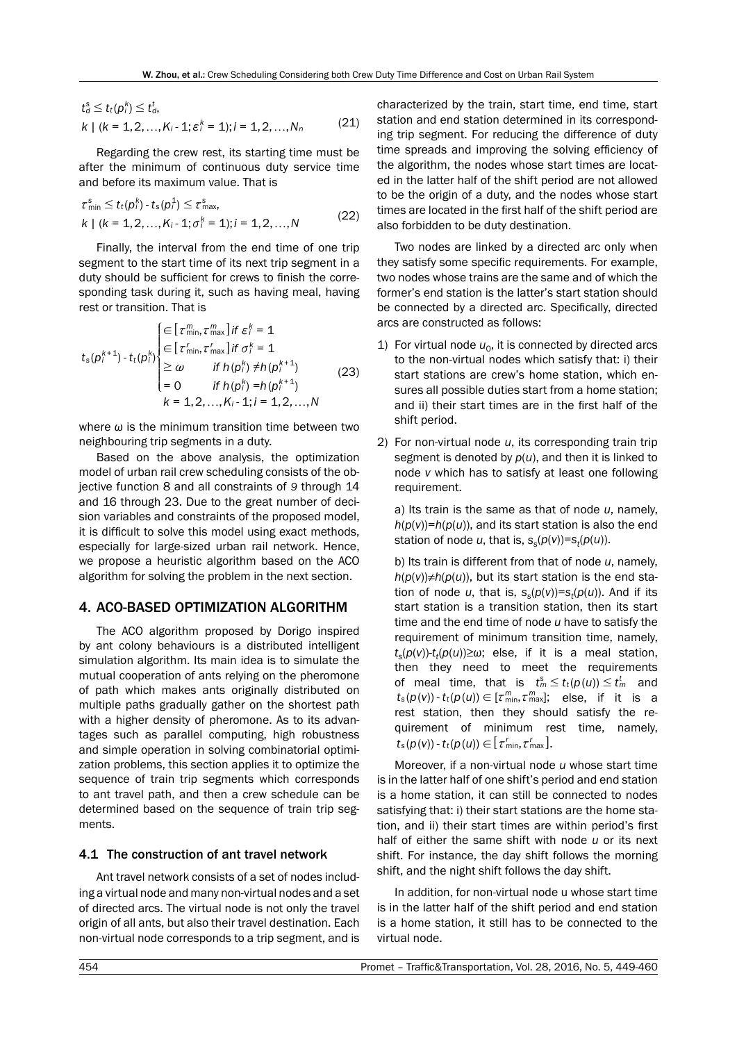$$t_d^s \leq t_t(p_i^k) \leq t_d^t,$$
$$k \mid (k=1,2,\ldots,K_i-1;\varepsilon_i^k=1); i=1,2,\ldots,N_n \tag{21}$$

Regarding the crew rest, its starting time must be after the minimum of continuous duty service time and before its maximum value. That is

$$\tau_{\min}^s \leq t_t(p_i^k) - t_s(p_i^1) \leq \tau_{\max}^s,$$
$$k \mid (k=1,2,\ldots,K_i-1;\sigma_i^k=1); i=1,2,\ldots,N \tag{22}$$

Finally, the interval from the end time of one trip segment to the start time of its next trip segment in a duty should be sufficient for crews to finish the corresponding task during it, such as having meal, having rest or transition. That is

$$t_s(p_i^{k+1}) - t_t(p_i^k) \begin{cases} \in [\tau_{\min}^m, \tau_{\max}^m] & \text{if } \varepsilon_i^k = 1 \\ \in [\tau_{\min}^r, \tau_{\max}^r] & \text{if } \sigma_i^k = 1 \\ \geq \omega & \text{if } h(p_i^k) \neq h(p_i^{k+1}) \\ = 0 & \text{if } h(p_i^k) = h(p_i^{k+1}) \\ k = 1,2,\ldots,K_i-1; i=1,2,\ldots,N \end{cases} \tag{23}$$

where $\omega$ is the minimum transition time between two neighbouring trip segments in a duty.

Based on the above analysis, the optimization model of urban rail crew scheduling consists of the objective function 8 and all constraints of *9* through 14 and 16 through 23. Due to the great number of decision variables and constraints of the proposed model, it is difficult to solve this model using exact methods, especially for large-sized urban rail network. Hence, we propose a heuristic algorithm based on the ACO algorithm for solving the problem in the next section.

## 4. ACO-BASED OPTIMIZATION ALGORITHM

The ACO algorithm proposed by Dorigo inspired by ant colony behaviours is a distributed intelligent simulation algorithm. Its main idea is to simulate the mutual cooperation of ants relying on the pheromone of path which makes ants originally distributed on multiple paths gradually gather on the shortest path with a higher density of pheromone. As to its advantages such as parallel computing, high robustness and simple operation in solving combinatorial optimization problems, this section applies it to optimize the sequence of train trip segments which corresponds to ant travel path, and then a crew schedule can be determined based on the sequence of train trip segments.

### 4.1 The construction of ant travel network

Ant travel network consists of a set of nodes including a virtual node and many non-virtual nodes and a set of directed arcs. The virtual node is not only the travel origin of all ants, but also their travel destination. Each non-virtual node corresponds to a trip segment, and is characterized by the train, start time, end time, start station and end station determined in its corresponding trip segment. For reducing the difference of duty time spreads and improving the solving efficiency of the algorithm, the nodes whose start times are located in the latter half of the shift period are not allowed to be the origin of a duty, and the nodes whose start times are located in the first half of the shift period are also forbidden to be duty destination.

Two nodes are linked by a directed arc only when they satisfy some specific requirements. For example, two nodes whose trains are the same and of which the former's end station is the latter's start station should be connected by a directed arc. Specifically, directed arcs are constructed as follows:

1) For virtual node $u_0$, it is connected by directed arcs to the non-virtual nodes which satisfy that: i) their start stations are crew's home station, which ensures all possible duties start from a home station; and ii) their start times are in the first half of the shift period.

2) For non-virtual node $u$, its corresponding train trip segment is denoted by $p(u)$, and then it is linked to node $v$ which has to satisfy at least one following requirement.

   a) Its train is the same as that of node $u$, namely, $h(p(v))=h(p(u))$, and its start station is also the end station of node $u$, that is, $s_s(p(v))=s_t(p(u))$.

   b) Its train is different from that of node $u$, namely, $h(p(v))\neq h(p(u))$, but its start station is the end station of node $u$, that is, $s_s(p(v))=s_t(p(u))$. And if its start station is a transition station, then its start time and the end time of node $u$ have to satisfy the requirement of minimum transition time, namely, $t_s(p(v))-t_t(p(u))\geq\omega$; else, if it is a meal station, then they need to meet the requirements of meal time, that is $t_m^s \leq t_t(p(u)) \leq t_m^t$ and $t_s(p(v)) - t_t(p(u)) \in [\tau_{\min}^m, \tau_{\max}^m]$; else, if it is a rest station, then they should satisfy the requirement of minimum rest time, namely, $t_s(p(v)) - t_t(p(u)) \in [\tau_{\min}^r, \tau_{\max}^r]$.

Moreover, if a non-virtual node $u$ whose start time is in the latter half of one shift's period and end station is a home station, it can still be connected to nodes satisfying that: i) their start stations are the home station, and ii) their start times are within period's first half of either the same shift with node $u$ or its next shift. For instance, the day shift follows the morning shift, and the night shift follows the day shift.

In addition, for non-virtual node u whose start time is in the latter half of the shift period and end station is a home station, it still has to be connected to the virtual node.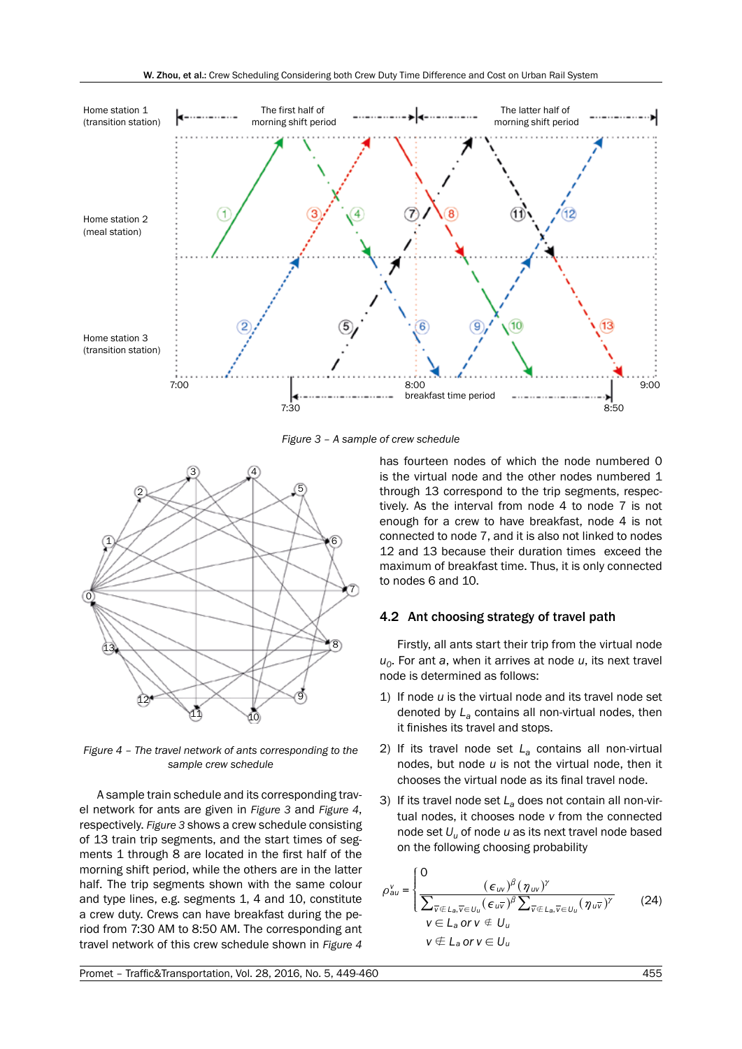Figure 3 – A sample of crew schedule

Figure 4 – The travel network of ants corresponding to the sample crew schedule

A sample train schedule and its corresponding travel network for ants are given in *Figure 3* and *Figure 4*, respectively. *Figure 3* shows a crew schedule consisting of 13 train trip segments, and the start times of segments 1 through 8 are located in the first half of the morning shift period, while the others are in the latter half. The trip segments shown with the same colour and type lines, e.g. segments 1, 4 and 10, constitute a crew duty. Crews can have breakfast during the period from 7:30 AM to 8:50 AM. The corresponding ant travel network of this crew schedule shown in *Figure 4* has fourteen nodes of which the node numbered 0 is the virtual node and the other nodes numbered 1 through 13 correspond to the trip segments, respectively. As the interval from node 4 to node 7 is not enough for a crew to have breakfast, node 4 is not connected to node 7, and it is also not linked to nodes 12 and 13 because their duration times exceed the maximum of breakfast time. Thus, it is only connected to nodes 6 and 10.

## 4.2 Ant choosing strategy of travel path

Firstly, all ants start their trip from the virtual node $u_0$. For ant $a$, when it arrives at node $u$, its next travel node is determined as follows:

1) If node $u$ is the virtual node and its travel node set denoted by $L_a$ contains all non-virtual nodes, then it finishes its travel and stops.

2) If its travel node set $L_a$ contains all non-virtual nodes, but node $u$ is not the virtual node, then it chooses the virtual node as its final travel node.

3) If its travel node set $L_a$ does not contain all non-virtual nodes, it chooses node $v$ from the connected node set $U_u$ of node $u$ as its next travel node based on the following choosing probability

$$\rho_{au}^{v} = \begin{cases} 0 \\ \dfrac{(\epsilon_{uv})^{\beta}(\eta_{uv})^{\gamma}}{\sum_{\bar{v} \notin L_a, \bar{v} \in U_u}(\epsilon_{u\bar{v}})^{\beta}\sum_{\bar{v} \notin L_a, \bar{v} \in U_u}(\eta_{u\bar{v}})^{\gamma}} \end{cases} \quad \begin{matrix} v \in L_a \text{ or } v \notin U_u \\ v \notin L_a \text{ or } v \in U_u \end{matrix} \tag{24}$$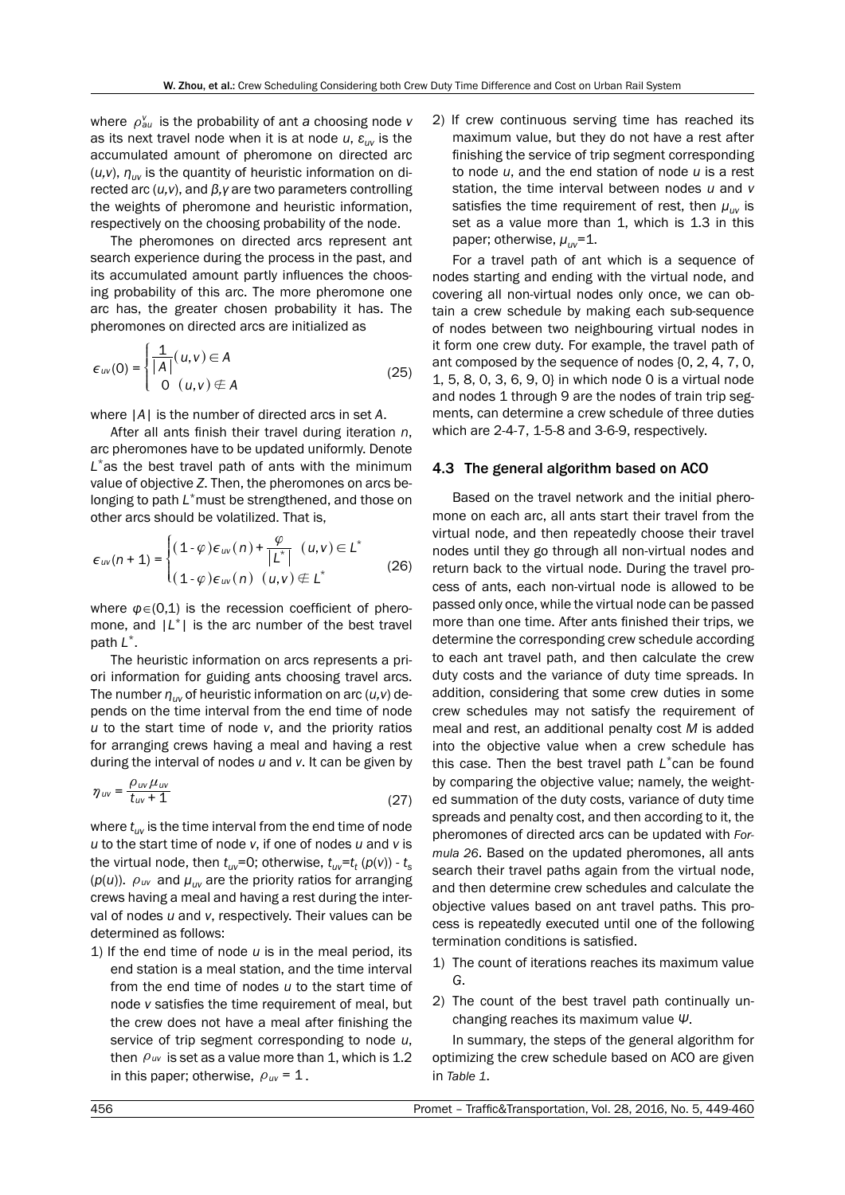where $\rho_{au}^{v}$ is the probability of ant *a* choosing node *v* as its next travel node when it is at node *u*, $\varepsilon_{uv}$ is the accumulated amount of pheromone on directed arc $(u,v)$, $\eta_{uv}$ is the quantity of heuristic information on directed arc $(u,v)$, and $\beta,\gamma$ are two parameters controlling the weights of pheromone and heuristic information, respectively on the choosing probability of the node.

The pheromones on directed arcs represent ant search experience during the process in the past, and its accumulated amount partly influences the choosing probability of this arc. The more pheromone one arc has, the greater chosen probability it has. The pheromones on directed arcs are initialized as

$$\epsilon_{uv}(0) = \begin{cases} \frac{1}{|A|} (u,v) \in A \\ 0 \quad (u,v) \notin A \end{cases} \tag{25}$$

where $|A|$ is the number of directed arcs in set *A*.

After all ants finish their travel during iteration *n*, arc pheromones have to be updated uniformly. Denote $L^*$ as the best travel path of ants with the minimum value of objective *Z*. Then, the pheromones on arcs belonging to path $L^*$ must be strengthened, and those on other arcs should be volatilized. That is,

$$\epsilon_{uv}(n+1) = \begin{cases} (1-\varphi)\epsilon_{uv}(n) + \frac{\varphi}{|L^*|} \quad (u,v) \in L^* \\ (1-\varphi)\epsilon_{uv}(n) \quad (u,v) \notin L^* \end{cases} \tag{26}$$

where $\varphi \in (0,1)$ is the recession coefficient of pheromone, and $|L^*|$ is the arc number of the best travel path $L^*$.

The heuristic information on arcs represents a priori information for guiding ants choosing travel arcs. The number $\eta_{uv}$ of heuristic information on arc $(u,v)$ depends on the time interval from the end time of node *u* to the start time of node *v*, and the priority ratios for arranging crews having a meal and having a rest during the interval of nodes *u* and *v*. It can be given by

$$\eta_{uv} = \frac{\rho_{uv}\mu_{uv}}{t_{uv}+1} \tag{27}$$

where $t_{uv}$ is the time interval from the end time of node *u* to the start time of node *v*, if one of nodes *u* and *v* is the virtual node, then $t_{uv}=0$; otherwise, $t_{uv}=t_t(p(v)) - t_s(p(u))$. $\rho_{uv}$ and $\mu_{uv}$ are the priority ratios for arranging crews having a meal and having a rest during the interval of nodes *u* and *v*, respectively. Their values can be determined as follows:

1) If the end time of node *u* is in the meal period, its end station is a meal station, and the time interval from the end time of node *u* to the start time of node *v* satisfies the time requirement of meal, but the crew does not have a meal after finishing the service of trip segment corresponding to node *u*, then $\rho_{uv}$ is set as a value more than 1, which is 1.2 in this paper; otherwise, $\rho_{uv} = 1$.
2) If crew continuous serving time has reached its maximum value, but they do not have a rest after finishing the service of trip segment corresponding to node *u*, and the end station of node *u* is a rest station, the time interval between nodes *u* and *v* satisfies the time requirement of rest, then $\mu_{uv}$ is set as a value more than 1, which is 1.3 in this paper; otherwise, $\mu_{uv}=1$.

For a travel path of ant which is a sequence of nodes starting and ending with the virtual node, and covering all non-virtual nodes only once, we can obtain a crew schedule by making each sub-sequence of nodes between two neighbouring virtual nodes in it form one crew duty. For example, the travel path of ant composed by the sequence of nodes {0, 2, 4, 7, 0, 1, 5, 8, 0, 3, 6, 9, 0} in which node 0 is a virtual node and nodes 1 through 9 are the nodes of train trip segments, can determine a crew schedule of three duties which are 2-4-7, 1-5-8 and 3-6-9, respectively.

## 4.3 The general algorithm based on ACO

Based on the travel network and the initial pheromone on each arc, all ants start their travel from the virtual node, and then repeatedly choose their travel nodes until they go through all non-virtual nodes and return back to the virtual node. During the travel process of ants, each non-virtual node is allowed to be passed only once, while the virtual node can be passed more than one time. After ants finished their trips, we determine the corresponding crew schedule according to each ant travel path, and then calculate the crew duty costs and the variance of duty time spreads. In addition, considering that some crew duties in some crew schedules may not satisfy the requirement of meal and rest, an additional penalty cost *M* is added into the objective value when a crew schedule has this case. Then the best travel path $L^*$ can be found by comparing the objective value; namely, the weighted summation of the duty costs, variance of duty time spreads and penalty cost, and then according to it, the pheromones of directed arcs can be updated with *Formula 26*. Based on the updated pheromones, all ants search their travel paths again from the virtual node, and then determine crew schedules and calculate the objective values based on ant travel paths. This process is repeatedly executed until one of the following termination conditions is satisfied.

1) The count of iterations reaches its maximum value *G*.
2) The count of the best travel path continually unchanging reaches its maximum value $\Psi$.

In summary, the steps of the general algorithm for optimizing the crew schedule based on ACO are given in *Table 1*.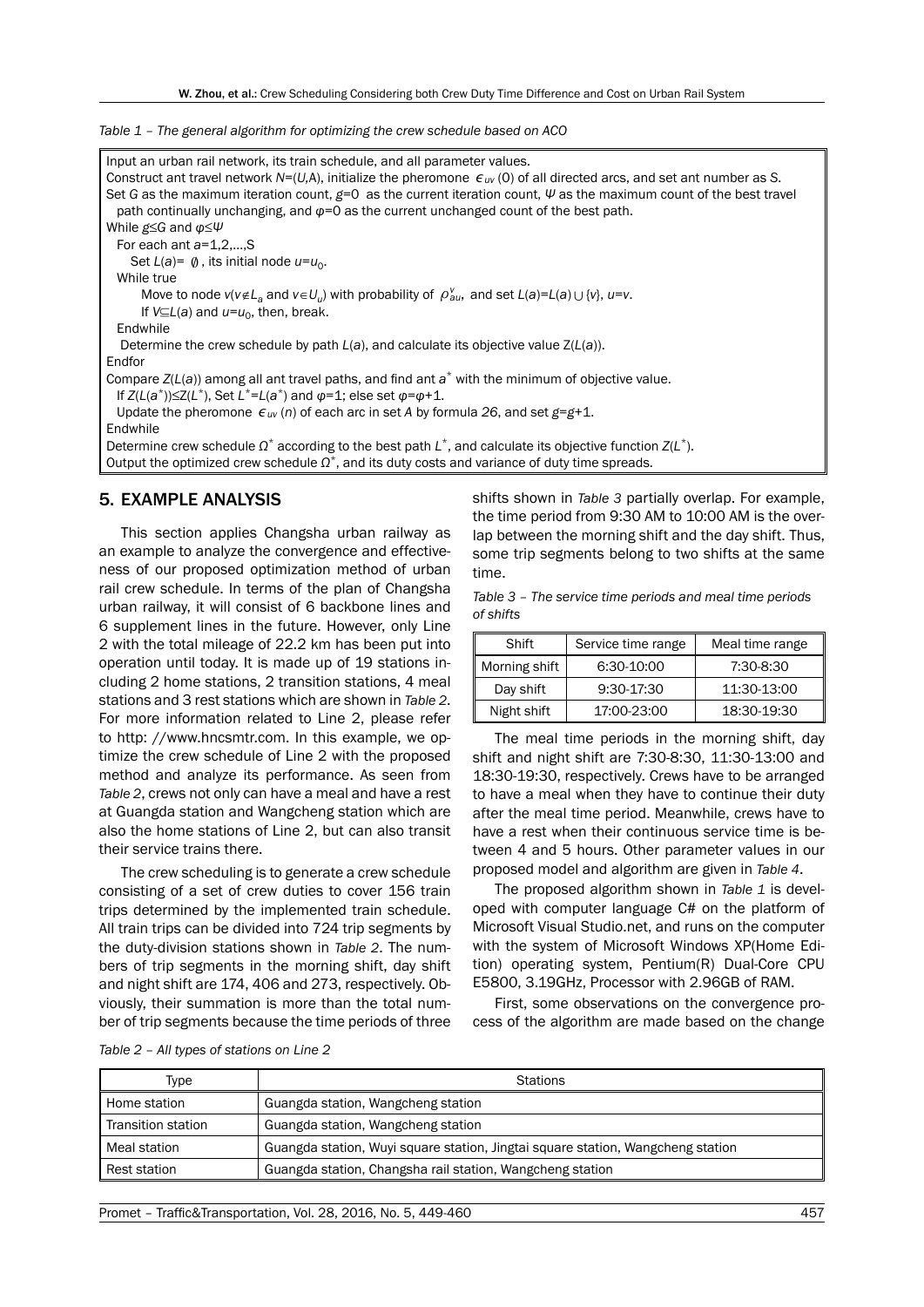*Table 1 – The general algorithm for optimizing the crew schedule based on ACO*

```
Input an urban rail network, its train schedule, and all parameter values.
Construct ant travel network N=(U,A), initialize the pheromone ϵ_uv (0) of all directed arcs, and set ant number as S.
Set G as the maximum iteration count, g=0 as the current iteration count, Ψ as the maximum count of the best travel
  path continually unchanging, and φ=0 as the current unchanged count of the best path.
While g≤G and φ≤Ψ
  For each ant a=1,2,...,S
    Set L(a)= ∅ , its initial node u=u_0.
  While true
      Move to node v(v∉L_a and v∈U_u) with probability of ρ^v_au, and set L(a)=L(a)∪{v}, u=v.
      If V⊆L(a) and u=u_0, then, break.
  Endwhile
  Determine the crew schedule by path L(a), and calculate its objective value Z(L(a)).
Endfor
Compare Z(L(a)) among all ant travel paths, and find ant a* with the minimum of objective value.
  If Z(L(a*))≤Z(L*), Set L*=L(a*) and φ=1; else set φ=φ+1.
  Update the pheromone ϵ_uv (n) of each arc in set A by formula 26, and set g=g+1.
Endwhile
Determine crew schedule Ω* according to the best path L*, and calculate its objective function Z(L*).
Output the optimized crew schedule Ω*, and its duty costs and variance of duty time spreads.
```

## 5. EXAMPLE ANALYSIS

This section applies Changsha urban railway as an example to analyze the convergence and effectiveness of our proposed optimization method of urban rail crew schedule. In terms of the plan of Changsha urban railway, it will consist of 6 backbone lines and 6 supplement lines in the future. However, only Line 2 with the total mileage of 22.2 km has been put into operation until today. It is made up of 19 stations including 2 home stations, 2 transition stations, 4 meal stations and 3 rest stations which are shown in *Table 2*. For more information related to Line 2, please refer to http: //www.hncsmtr.com. In this example, we optimize the crew schedule of Line 2 with the proposed method and analyze its performance. As seen from *Table 2*, crews not only can have a meal and have a rest at Guangda station and Wangcheng station which are also the home stations of Line 2, but can also transit their service trains there.

The crew scheduling is to generate a crew schedule consisting of a set of crew duties to cover 156 train trips determined by the implemented train schedule. All train trips can be divided into 724 trip segments by the duty-division stations shown in *Table 2*. The numbers of trip segments in the morning shift, day shift and night shift are 174, 406 and 273, respectively. Obviously, their summation is more than the total number of trip segments because the time periods of three shifts shown in *Table 3* partially overlap. For example, the time period from 9:30 AM to 10:00 AM is the overlap between the morning shift and the day shift. Thus, some trip segments belong to two shifts at the same time.

*Table 3 – The service time periods and meal time periods of shifts*

| Shift | Service time range | Meal time range |
|---|---|---|
| Morning shift | 6:30-10:00 | 7:30-8:30 |
| Day shift | 9:30-17:30 | 11:30-13:00 |
| Night shift | 17:00-23:00 | 18:30-19:30 |

The meal time periods in the morning shift, day shift and night shift are 7:30-8:30, 11:30-13:00 and 18:30-19:30, respectively. Crews have to be arranged to have a meal when they have to continue their duty after the meal time period. Meanwhile, crews have to have a rest when their continuous service time is between 4 and 5 hours. Other parameter values in our proposed model and algorithm are given in *Table 4*.

The proposed algorithm shown in *Table 1* is developed with computer language C# on the platform of Microsoft Visual Studio.net, and runs on the computer with the system of Microsoft Windows XP(Home Edition) operating system, Pentium(R) Dual-Core CPU E5800, 3.19GHz, Processor with 2.96GB of RAM.

First, some observations on the convergence process of the algorithm are made based on the change

*Table 2 – All types of stations on Line 2*

| Type | Stations |
|---|---|
| Home station | Guangda station, Wangcheng station |
| Transition station | Guangda station, Wangcheng station |
| Meal station | Guangda station, Wuyi square station, Jingtai square station, Wangcheng station |
| Rest station | Guangda station, Changsha rail station, Wangcheng station |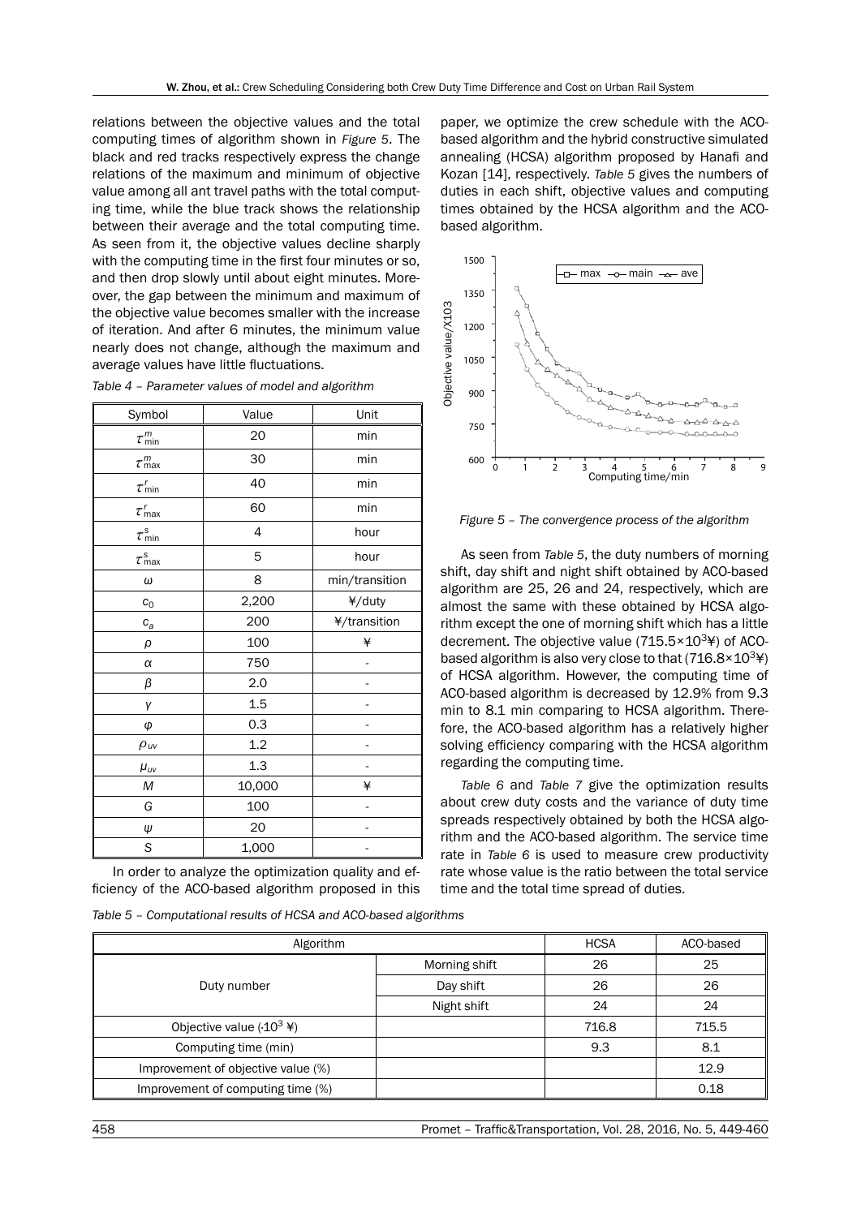relations between the objective values and the total computing times of algorithm shown in *Figure 5*. The black and red tracks respectively express the change relations of the maximum and minimum of objective value among all ant travel paths with the total computing time, while the blue track shows the relationship between their average and the total computing time. As seen from it, the objective values decline sharply with the computing time in the first four minutes or so, and then drop slowly until about eight minutes. Moreover, the gap between the minimum and maximum of the objective value becomes smaller with the increase of iteration. And after 6 minutes, the minimum value nearly does not change, although the maximum and average values have little fluctuations.

*Table 4 – Parameter values of model and algorithm*

| Symbol | Value | Unit |
|---|---|---|
| $\tau^{m}_{\min}$ | 20 | min |
| $\tau^{m}_{\max}$ | 30 | min |
| $\tau^{r}_{\min}$ | 40 | min |
| $\tau^{r}_{\max}$ | 60 | min |
| $\tau^{s}_{\min}$ | 4 | hour |
| $\tau^{s}_{\max}$ | 5 | hour |
| $\omega$ | 8 | min/transition |
| $c_0$ | 2,200 | ¥/duty |
| $c_a$ | 200 | ¥/transition |
| $\rho$ | 100 | ¥ |
| $\alpha$ | 750 | - |
| $\beta$ | 2.0 | - |
| $\gamma$ | 1.5 | - |
| $\varphi$ | 0.3 | - |
| $\rho_{uv}$ | 1.2 | - |
| $\mu_{uv}$ | 1.3 | - |
| $M$ | 10,000 | ¥ |
| $G$ | 100 | - |
| $\psi$ | 20 | - |
| $S$ | 1,000 | - |

In order to analyze the optimization quality and efficiency of the ACO-based algorithm proposed in this paper, we optimize the crew schedule with the ACO-based algorithm and the hybrid constructive simulated annealing (HCSA) algorithm proposed by Hanafi and Kozan [14], respectively. *Table 5* gives the numbers of duties in each shift, objective values and computing times obtained by the HCSA algorithm and the ACO-based algorithm.

*Figure 5 – The convergence process of the algorithm*

As seen from *Table 5*, the duty numbers of morning shift, day shift and night shift obtained by ACO-based algorithm are 25, 26 and 24, respectively, which are almost the same with these obtained by HCSA algorithm except the one of morning shift which has a little decrement. The objective value ($715.5\times10^{3}$¥) of ACO-based algorithm is also very close to that ($716.8\times10^{3}$¥) of HCSA algorithm. However, the computing time of ACO-based algorithm is decreased by 12.9% from 9.3 min to 8.1 min comparing to HCSA algorithm. Therefore, the ACO-based algorithm has a relatively higher solving efficiency comparing with the HCSA algorithm regarding the computing time.

*Table 6* and *Table 7* give the optimization results about crew duty costs and the variance of duty time spreads respectively obtained by both the HCSA algorithm and the ACO-based algorithm. The service time rate in *Table 6* is used to measure crew productivity rate whose value is the ratio between the total service time and the total time spread of duties.

*Table 5 – Computational results of HCSA and ACO-based algorithms*

| Algorithm | | HCSA | ACO-based |
|---|---|---|---|
| Duty number | Morning shift | 26 | 25 |
| | Day shift | 26 | 26 |
| | Night shift | 24 | 24 |
| Objective value ($\cdot10^{3}$ ¥) | | 716.8 | 715.5 |
| Computing time (min) | | 9.3 | 8.1 |
| Improvement of objective value (%) | | | 12.9 |
| Improvement of computing time (%) | | | 0.18 |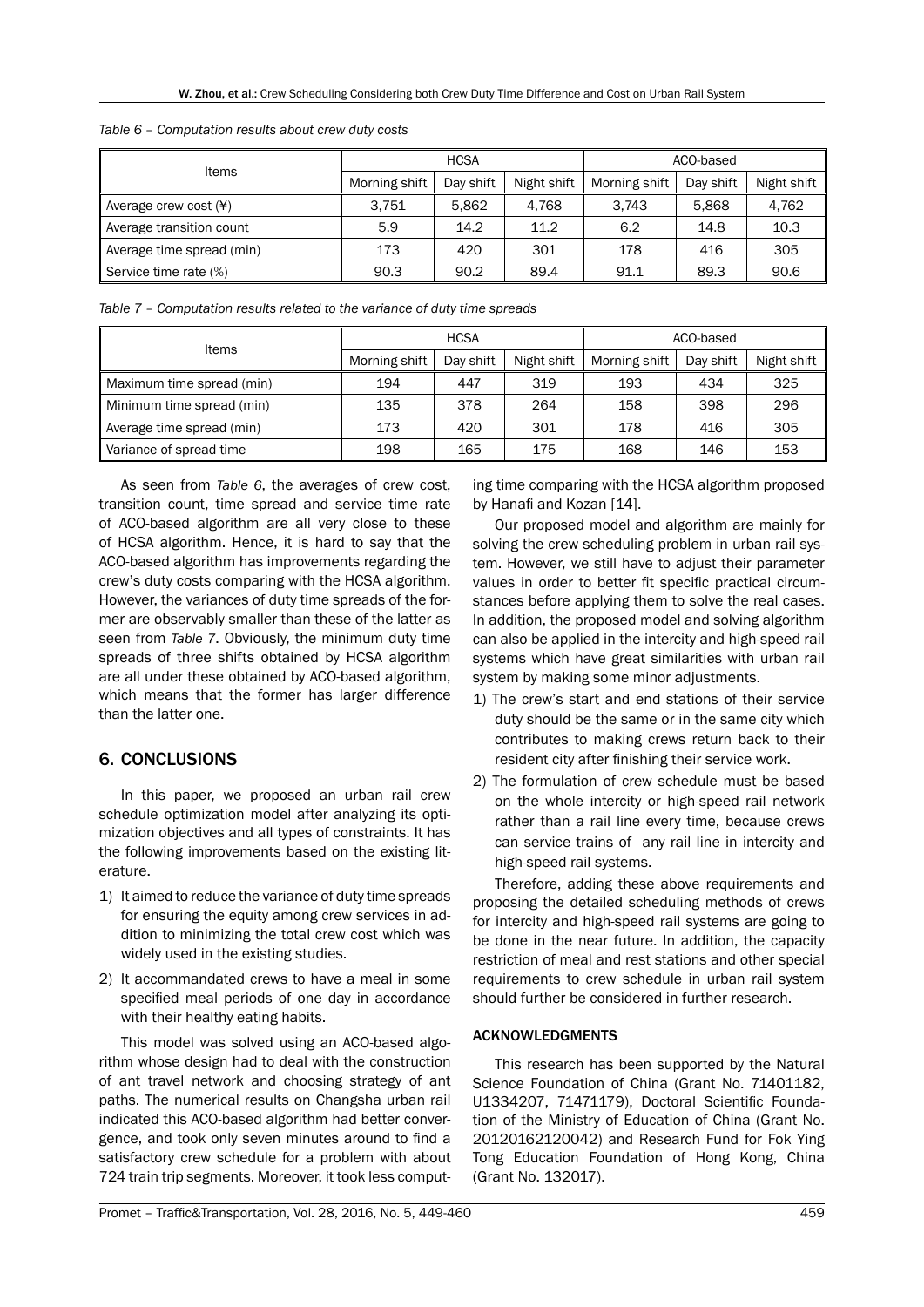*Table 6 – Computation results about crew duty costs*

| Items | HCSA | | | ACO-based | | |
|---|---|---|---|---|---|---|
| | Morning shift | Day shift | Night shift | Morning shift | Day shift | Night shift |
| Average crew cost (¥) | 3,751 | 5,862 | 4,768 | 3,743 | 5,868 | 4,762 |
| Average transition count | 5.9 | 14.2 | 11.2 | 6.2 | 14.8 | 10.3 |
| Average time spread (min) | 173 | 420 | 301 | 178 | 416 | 305 |
| Service time rate (%) | 90.3 | 90.2 | 89.4 | 91.1 | 89.3 | 90.6 |

*Table 7 – Computation results related to the variance of duty time spreads*

| Items | HCSA | | | ACO-based | | |
|---|---|---|---|---|---|---|
| | Morning shift | Day shift | Night shift | Morning shift | Day shift | Night shift |
| Maximum time spread (min) | 194 | 447 | 319 | 193 | 434 | 325 |
| Minimum time spread (min) | 135 | 378 | 264 | 158 | 398 | 296 |
| Average time spread (min) | 173 | 420 | 301 | 178 | 416 | 305 |
| Variance of spread time | 198 | 165 | 175 | 168 | 146 | 153 |

As seen from *Table 6*, the averages of crew cost, transition count, time spread and service time rate of ACO-based algorithm are all very close to these of HCSA algorithm. Hence, it is hard to say that the ACO-based algorithm has improvements regarding the crew's duty costs comparing with the HCSA algorithm. However, the variances of duty time spreads of the former are observably smaller than these of the latter as seen from *Table 7*. Obviously, the minimum duty time spreads of three shifts obtained by HCSA algorithm are all under these obtained by ACO-based algorithm, which means that the former has larger difference than the latter one.

## 6. CONCLUSIONS

In this paper, we proposed an urban rail crew schedule optimization model after analyzing its optimization objectives and all types of constraints. It has the following improvements based on the existing literature.

1) It aimed to reduce the variance of duty time spreads for ensuring the equity among crew services in addition to minimizing the total crew cost which was widely used in the existing studies.
2) It accommandated crews to have a meal in some specified meal periods of one day in accordance with their healthy eating habits.

This model was solved using an ACO-based algorithm whose design had to deal with the construction of ant travel network and choosing strategy of ant paths. The numerical results on Changsha urban rail indicated this ACO-based algorithm had better convergence, and took only seven minutes around to find a satisfactory crew schedule for a problem with about 724 train trip segments. Moreover, it took less computing time comparing with the HCSA algorithm proposed by Hanafi and Kozan [14].

Our proposed model and algorithm are mainly for solving the crew scheduling problem in urban rail system. However, we still have to adjust their parameter values in order to better fit specific practical circumstances before applying them to solve the real cases. In addition, the proposed model and solving algorithm can also be applied in the intercity and high-speed rail systems which have great similarities with urban rail system by making some minor adjustments.

1) The crew's start and end stations of their service duty should be the same or in the same city which contributes to making crews return back to their resident city after finishing their service work.
2) The formulation of crew schedule must be based on the whole intercity or high-speed rail network rather than a rail line every time, because crews can service trains of any rail line in intercity and high-speed rail systems.

Therefore, adding these above requirements and proposing the detailed scheduling methods of crews for intercity and high-speed rail systems are going to be done in the near future. In addition, the capacity restriction of meal and rest stations and other special requirements to crew schedule in urban rail system should further be considered in further research.

### ACKNOWLEDGMENTS

This research has been supported by the Natural Science Foundation of China (Grant No. 71401182, U1334207, 71471179), Doctoral Scientific Foundation of the Ministry of Education of China (Grant No. 20120162120042) and Research Fund for Fok Ying Tong Education Foundation of Hong Kong, China (Grant No. 132017).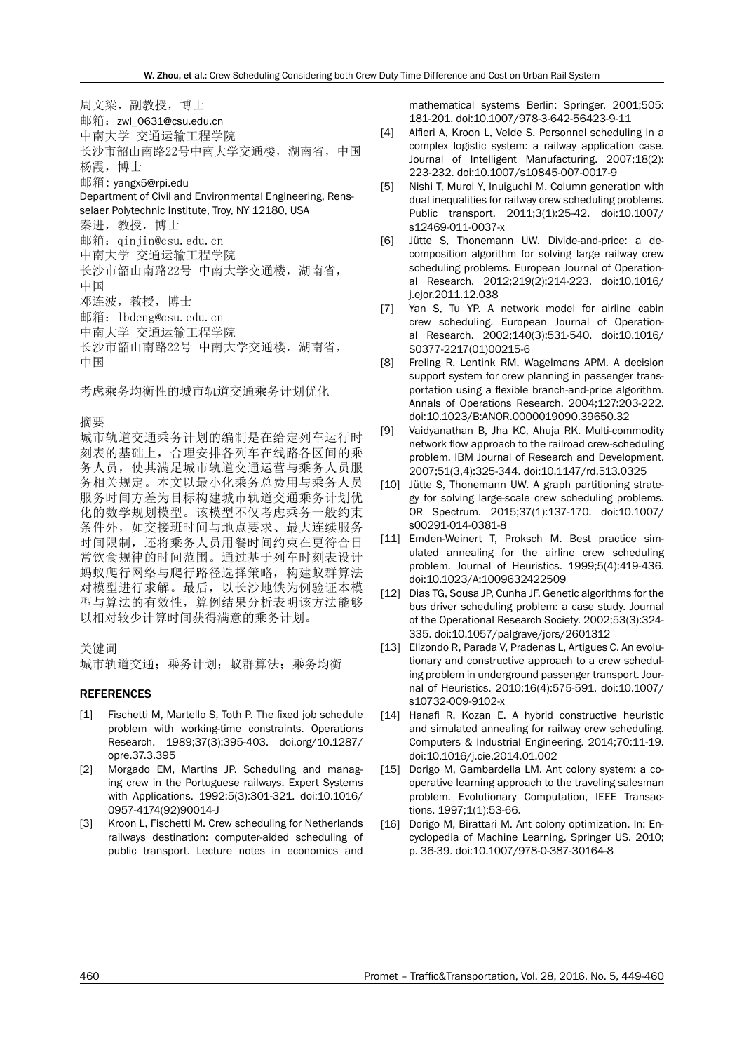周文梁，副教授，博士
邮箱：zwl_0631@csu.edu.cn
中南大学 交通运输工程学院
长沙市韶山南路22号中南大学交通楼，湖南省，中国
杨霞，博士
邮箱：yangx5@rpi.edu
Department of Civil and Environmental Engineering, Rensselaer Polytechnic Institute, Troy, NY 12180, USA
秦进，教授，博士
邮箱：qinjin@csu.edu.cn
中南大学 交通运输工程学院
长沙市韶山南路22号 中南大学交通楼，湖南省，中国
邓连波，教授，博士
邮箱：lbdeng@csu.edu.cn
中南大学 交通运输工程学院
长沙市韶山南路22号 中南大学交通楼，湖南省，中国

考虑乘务均衡性的城市轨道交通乘务计划优化

摘要

城市轨道交通乘务计划的编制是在给定列车运行时刻表的基础上，合理安排各列车在线路各区间的乘务人员，使其满足城市轨道交通运营与乘务人员服务相关规定。本文以最小化乘务总费用与乘务人员服务时间方差为目标构建城市轨道交通乘务计划优化的数学规划模型。该模型不仅考虑乘务一般约束条件外，如交接班时间与地点要求、最大连续服务时间限制，还将乘务人员用餐时间约束在更符合日常饮食规律的时间范围。通过基于列车时刻表设计蚂蚁爬行网络与爬行路径选择策略，构建蚁群算法对模型进行求解。最后，以长沙地铁为例验证本模型与算法的有效性，算例结果分析表明该方法能够以相对较少计算时间获得满意的乘务计划。

关键词

城市轨道交通；乘务计划；蚁群算法；乘务均衡

## REFERENCES

[1] Fischetti M, Martello S, Toth P. The fixed job schedule problem with working-time constraints. Operations Research. 1989;37(3):395-403. doi.org/10.1287/opre.37.3.395

[2] Morgado EM, Martins JP. Scheduling and managing crew in the Portuguese railways. Expert Systems with Applications. 1992;5(3):301-321. doi:10.1016/0957-4174(92)90014-J

[3] Kroon L, Fischetti M. Crew scheduling for Netherlands railways destination: computer-aided scheduling of public transport. Lecture notes in economics and mathematical systems Berlin: Springer. 2001;505: 181-201. doi:10.1007/978-3-642-56423-9-11

[4] Alfieri A, Kroon L, Velde S. Personnel scheduling in a complex logistic system: a railway application case. Journal of Intelligent Manufacturing. 2007;18(2): 223-232. doi:10.1007/s10845-007-0017-9

[5] Nishi T, Muroi Y, Inuiguchi M. Column generation with dual inequalities for railway crew scheduling problems. Public transport. 2011;3(1):25-42. doi:10.1007/s12469-011-0037-x

[6] Jütte S, Thonemann UW. Divide-and-price: a decomposition algorithm for solving large railway crew scheduling problems. European Journal of Operational Research. 2012;219(2):214-223. doi:10.1016/j.ejor.2011.12.038

[7] Yan S, Tu YP. A network model for airline cabin crew scheduling. European Journal of Operational Research. 2002;140(3):531-540. doi:10.1016/S0377-2217(01)00215-6

[8] Freling R, Lentink RM, Wagelmans APM. A decision support system for crew planning in passenger transportation using a flexible branch-and-price algorithm. Annals of Operations Research. 2004;127:203-222. doi:10.1023/B:ANOR.0000019090.39650.32

[9] Vaidyanathan B, Jha KC, Ahuja RK. Multi-commodity network flow approach to the railroad crew-scheduling problem. IBM Journal of Research and Development. 2007;51(3,4):325-344. doi:10.1147/rd.513.0325

[10] Jütte S, Thonemann UW. A graph partitioning strategy for solving large-scale crew scheduling problems. OR Spectrum. 2015;37(1):137-170. doi:10.1007/s00291-014-0381-8

[11] Emden-Weinert T, Proksch M. Best practice simulated annealing for the airline crew scheduling problem. Journal of Heuristics. 1999;5(4):419-436. doi:10.1023/A:1009632422509

[12] Dias TG, Sousa JP, Cunha JF. Genetic algorithms for the bus driver scheduling problem: a case study. Journal of the Operational Research Society. 2002;53(3):324-335. doi:10.1057/palgrave/jors/2601312

[13] Elizondo R, Parada V, Pradenas L, Artigues C. An evolutionary and constructive approach to a crew scheduling problem in underground passenger transport. Journal of Heuristics. 2010;16(4):575-591. doi:10.1007/s10732-009-9102-x

[14] Hanafi R, Kozan E. A hybrid constructive heuristic and simulated annealing for railway crew scheduling. Computers & Industrial Engineering. 2014;70:11-19. doi:10.1016/j.cie.2014.01.002

[15] Dorigo M, Gambardella LM. Ant colony system: a cooperative learning approach to the traveling salesman problem. Evolutionary Computation, IEEE Transactions. 1997;1(1):53-66.

[16] Dorigo M, Birattari M. Ant colony optimization. In: Encyclopedia of Machine Learning. Springer US. 2010; p. 36-39. doi:10.1007/978-0-387-30164-8